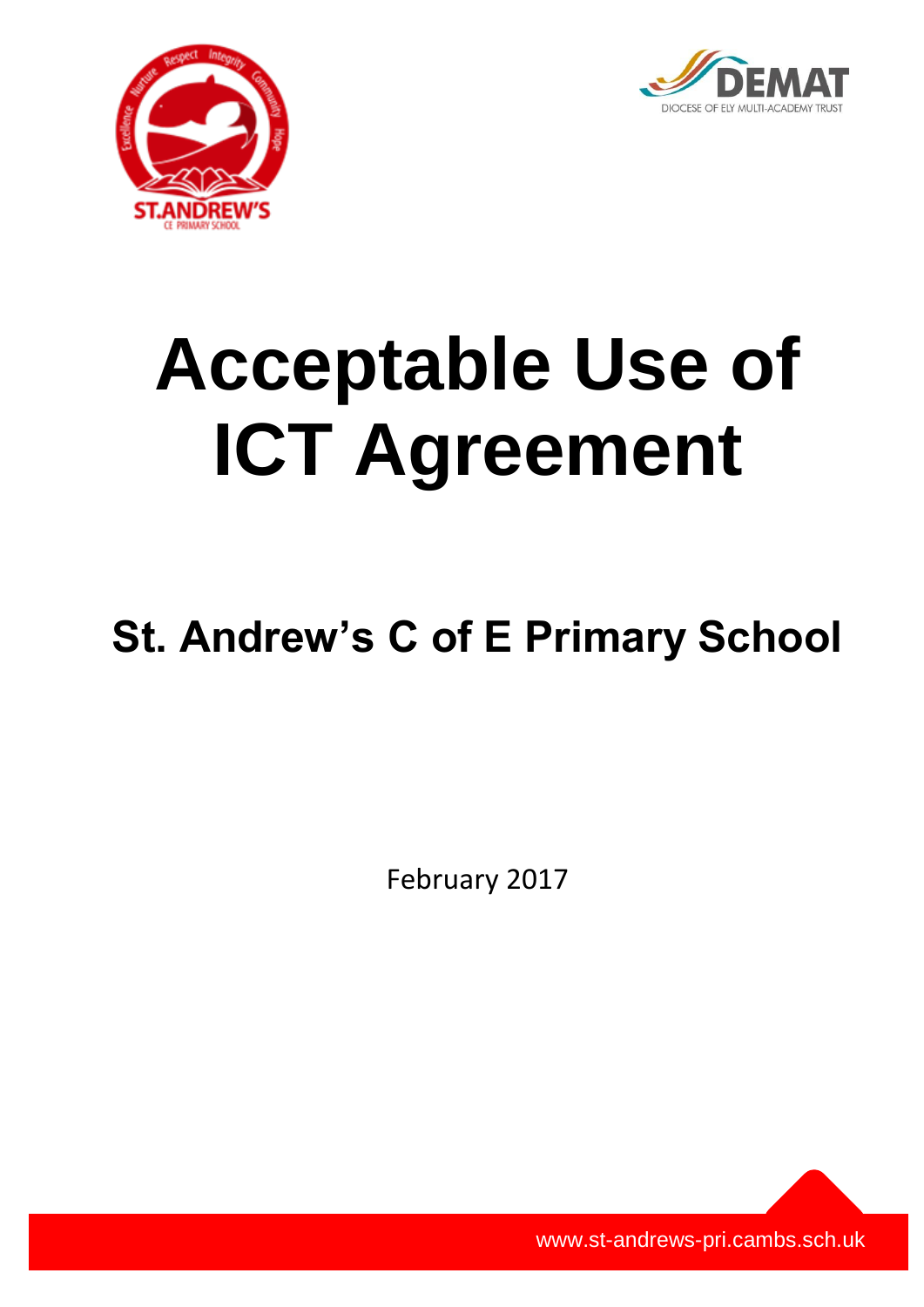# Acceptable Use of ICT Agreement

## St. Andrew's C of E Primary School

February 2017

www.st-andrews-pri.cambs.sch.uk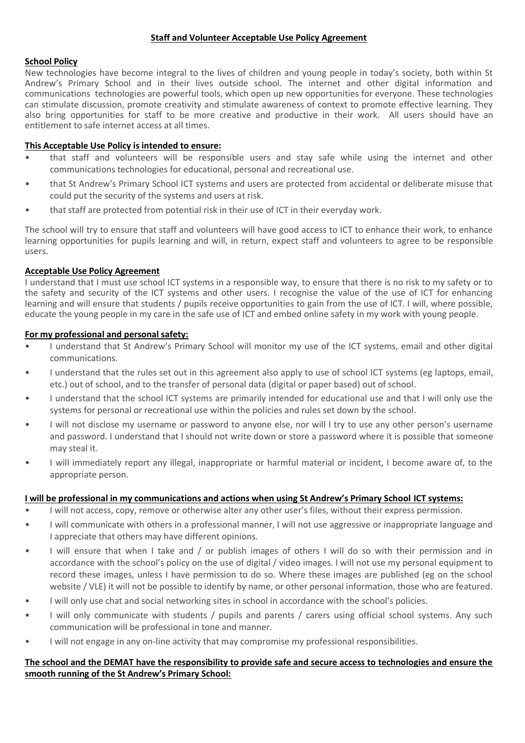## Staff and Volunteer Acceptable Use Policy Agreement

**School Policy**

New technologies have become integral to the lives of children and young people in today's society, both within St Andrew's Primary School and in their lives outside school. The internet and other digital information and communications technologies are powerful tools, which open up new opportunities for everyone. These technologies can stimulate discussion, promote creativity and stimulate awareness of context to promote effective learning. They also bring opportunities for staff to be more creative and productive in their work. All users should have an entitlement to safe internet access at all times.

**This Acceptable Use Policy is intended to ensure:**

- that staff and volunteers will be responsible users and stay safe while using the internet and other communications technologies for educational, personal and recreational use.
- that St Andrew's Primary School ICT systems and users are protected from accidental or deliberate misuse that could put the security of the systems and users at risk.
- that staff are protected from potential risk in their use of ICT in their everyday work.

The school will try to ensure that staff and volunteers will have good access to ICT to enhance their work, to enhance learning opportunities for pupils learning and will, in return, expect staff and volunteers to agree to be responsible users.

**Acceptable Use Policy Agreement**

I understand that I must use school ICT systems in a responsible way, to ensure that there is no risk to my safety or to the safety and security of the ICT systems and other users. I recognise the value of the use of ICT for enhancing learning and will ensure that students / pupils receive opportunities to gain from the use of ICT. I will, where possible, educate the young people in my care in the safe use of ICT and embed online safety in my work with young people.

**For my professional and personal safety:**

- I understand that St Andrew's Primary School will monitor my use of the ICT systems, email and other digital communications.
- I understand that the rules set out in this agreement also apply to use of school ICT systems (eg laptops, email, etc.) out of school, and to the transfer of personal data (digital or paper based) out of school.
- I understand that the school ICT systems are primarily intended for educational use and that I will only use the systems for personal or recreational use within the policies and rules set down by the school.
- I will not disclose my username or password to anyone else, nor will I try to use any other person's username and password. I understand that I should not write down or store a password where it is possible that someone may steal it.
- I will immediately report any illegal, inappropriate or harmful material or incident, I become aware of, to the appropriate person.

**I will be professional in my communications and actions when using St Andrew's Primary School ICT systems:**

- I will not access, copy, remove or otherwise alter any other user's files, without their express permission.
- I will communicate with others in a professional manner, I will not use aggressive or inappropriate language and I appreciate that others may have different opinions.
- I will ensure that when I take and / or publish images of others I will do so with their permission and in accordance with the school's policy on the use of digital / video images. I will not use my personal equipment to record these images, unless I have permission to do so. Where these images are published (eg on the school website / VLE) it will not be possible to identify by name, or other personal information, those who are featured.
- I will only use chat and social networking sites in school in accordance with the school's policies.
- I will only communicate with students / pupils and parents / carers using official school systems. Any such communication will be professional in tone and manner.
- I will not engage in any on-line activity that may compromise my professional responsibilities.

**The school and the DEMAT have the responsibility to provide safe and secure access to technologies and ensure the smooth running of the St Andrew's Primary School:**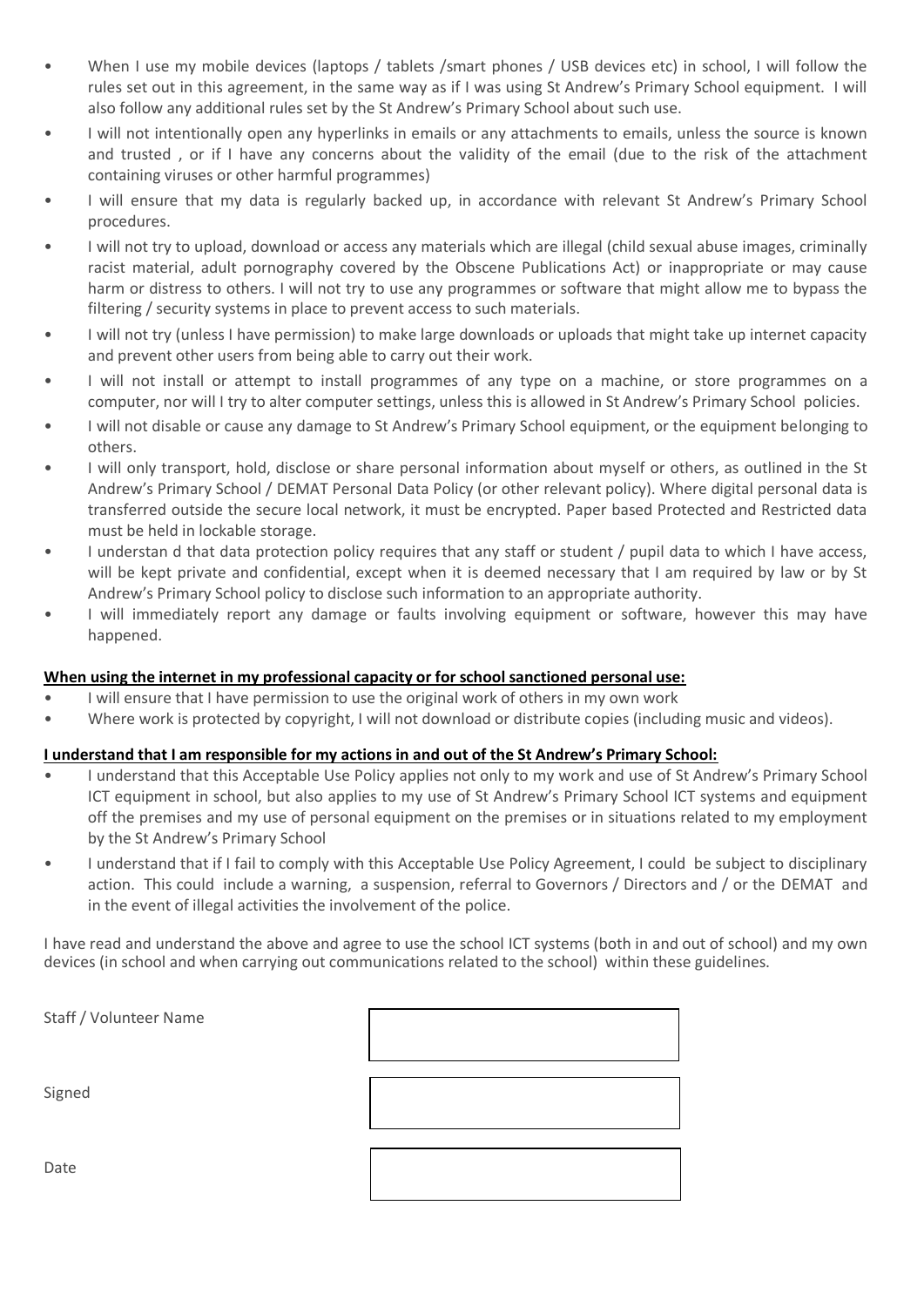- When I use my mobile devices (laptops / tablets /smart phones / USB devices etc) in school, I will follow the rules set out in this agreement, in the same way as if I was using St Andrew's Primary School equipment. I will also follow any additional rules set by the St Andrew's Primary School about such use.
- I will not intentionally open any hyperlinks in emails or any attachments to emails, unless the source is known and trusted , or if I have any concerns about the validity of the email (due to the risk of the attachment containing viruses or other harmful programmes)
- I will ensure that my data is regularly backed up, in accordance with relevant St Andrew's Primary School procedures.
- I will not try to upload, download or access any materials which are illegal (child sexual abuse images, criminally racist material, adult pornography covered by the Obscene Publications Act) or inappropriate or may cause harm or distress to others. I will not try to use any programmes or software that might allow me to bypass the filtering / security systems in place to prevent access to such materials.
- I will not try (unless I have permission) to make large downloads or uploads that might take up internet capacity and prevent other users from being able to carry out their work.
- I will not install or attempt to install programmes of any type on a machine, or store programmes on a computer, nor will I try to alter computer settings, unless this is allowed in St Andrew's Primary School policies.
- I will not disable or cause any damage to St Andrew's Primary School equipment, or the equipment belonging to others.
- I will only transport, hold, disclose or share personal information about myself or others, as outlined in the St Andrew's Primary School / DEMAT Personal Data Policy (or other relevant policy). Where digital personal data is transferred outside the secure local network, it must be encrypted. Paper based Protected and Restricted data must be held in lockable storage.
- I understan d that data protection policy requires that any staff or student / pupil data to which I have access, will be kept private and confidential, except when it is deemed necessary that I am required by law or by St Andrew's Primary School policy to disclose such information to an appropriate authority.
- I will immediately report any damage or faults involving equipment or software, however this may have happened.

**When using the internet in my professional capacity or for school sanctioned personal use:**

- I will ensure that I have permission to use the original work of others in my own work
- Where work is protected by copyright, I will not download or distribute copies (including music and videos).

**I understand that I am responsible for my actions in and out of the St Andrew's Primary School:**

- I understand that this Acceptable Use Policy applies not only to my work and use of St Andrew's Primary School ICT equipment in school, but also applies to my use of St Andrew's Primary School ICT systems and equipment off the premises and my use of personal equipment on the premises or in situations related to my employment by the St Andrew's Primary School
- I understand that if I fail to comply with this Acceptable Use Policy Agreement, I could be subject to disciplinary action. This could include a warning, a suspension, referral to Governors / Directors and / or the DEMAT and in the event of illegal activities the involvement of the police.

I have read and understand the above and agree to use the school ICT systems (both in and out of school) and my own devices (in school and when carrying out communications related to the school) within these guidelines.

| | |
|---|---|
| Staff / Volunteer Name | |
| Signed | |
| Date | |